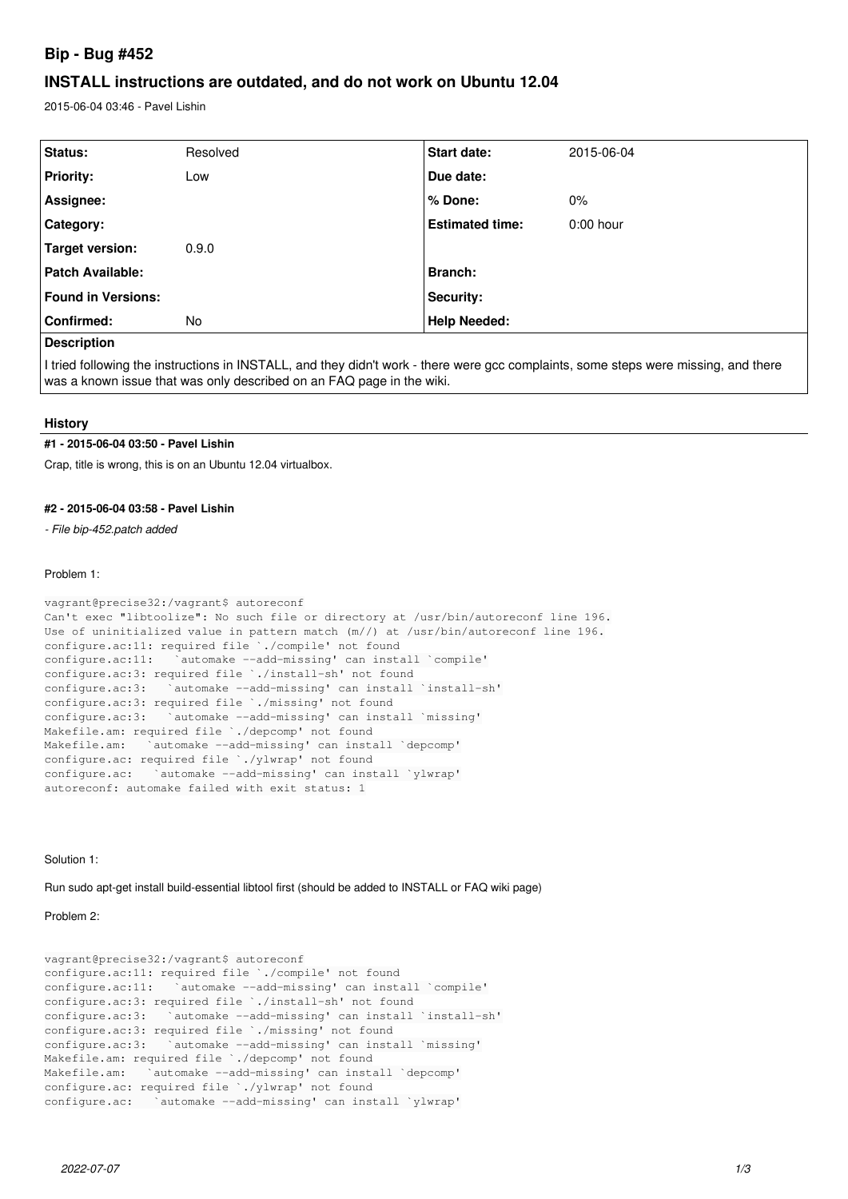# Bip - Bug #452

## INSTALL instructions are outdated, and do not work on Ubuntu 12.04

2015-06-04 03:46 - Pavel Lishin

| **Status:** | Resolved | **Start date:** | 2015-06-04 |
|---|---|---|---|
| **Priority:** | Low | **Due date:** | |
| **Assignee:** | | **% Done:** | 0% |
| **Category:** | | **Estimated time:** | 0:00 hour |
| **Target version:** | 0.9.0 | | |
| **Patch Available:** | | **Branch:** | |
| **Found in Versions:** | | **Security:** | |
| **Confirmed:** | No | **Help Needed:** | |

**Description**

I tried following the instructions in INSTALL, and they didn't work - there were gcc complaints, some steps were missing, and there was a known issue that was only described on an FAQ page in the wiki.

### History

#### #1 - 2015-06-04 03:50 - Pavel Lishin

Crap, title is wrong, this is on an Ubuntu 12.04 virtualbox.

#### #2 - 2015-06-04 03:58 - Pavel Lishin

*- File bip-452.patch added*

Problem 1:

```
vagrant@precise32:/vagrant$ autoreconf
Can't exec "libtoolize": No such file or directory at /usr/bin/autoreconf line 196.
Use of uninitialized value in pattern match (m//) at /usr/bin/autoreconf line 196.
configure.ac:11: required file `./compile' not found
configure.ac:11:   `automake --add-missing' can install `compile'
configure.ac:3: required file `./install-sh' not found
configure.ac:3:   `automake --add-missing' can install `install-sh'
configure.ac:3: required file `./missing' not found
configure.ac:3:   `automake --add-missing' can install `missing'
Makefile.am: required file `./depcomp' not found
Makefile.am:   `automake --add-missing' can install `depcomp'
configure.ac: required file `./ylwrap' not found
configure.ac:   `automake --add-missing' can install `ylwrap'
autoreconf: automake failed with exit status: 1
```

Solution 1:

Run sudo apt-get install build-essential libtool first (should be added to INSTALL or FAQ wiki page)

Problem 2:

```
vagrant@precise32:/vagrant$ autoreconf
configure.ac:11: required file `./compile' not found
configure.ac:11:   `automake --add-missing' can install `compile'
configure.ac:3: required file `./install-sh' not found
configure.ac:3:   `automake --add-missing' can install `install-sh'
configure.ac:3: required file `./missing' not found
configure.ac:3:   `automake --add-missing' can install `missing'
Makefile.am: required file `./depcomp' not found
Makefile.am:   `automake --add-missing' can install `depcomp'
configure.ac: required file `./ylwrap' not found
configure.ac:   `automake --add-missing' can install `ylwrap'
```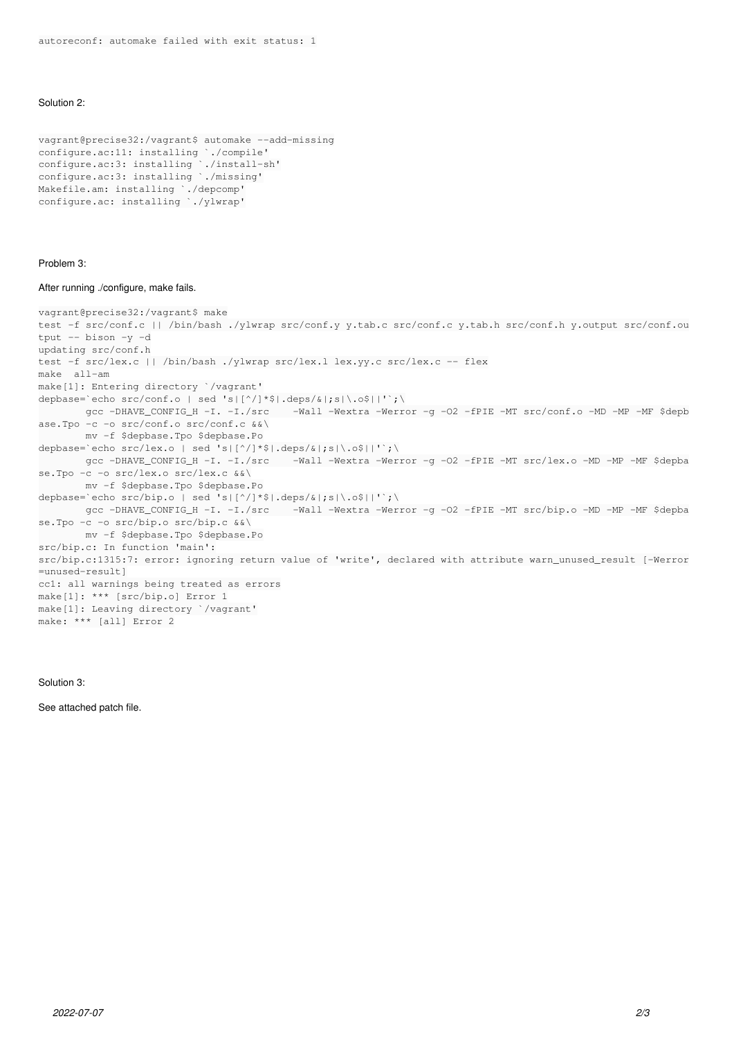```
autoreconf: automake failed with exit status: 1
```

Solution 2:

```
vagrant@precise32:/vagrant$ automake --add-missing
configure.ac:11: installing `./compile'
configure.ac:3: installing `./install-sh'
configure.ac:3: installing `./missing'
Makefile.am: installing `./depcomp'
configure.ac: installing `./ylwrap'
```

Problem 3:

After running ./configure, make fails.

```
vagrant@precise32:/vagrant$ make
test -f src/conf.c || /bin/bash ./ylwrap src/conf.y y.tab.c src/conf.c y.tab.h src/conf.h y.output src/conf.output -- bison -y -d
updating src/conf.h
test -f src/lex.c || /bin/bash ./ylwrap src/lex.l lex.yy.c src/lex.c -- flex
make  all-am
make[1]: Entering directory `/vagrant'
depbase=`echo src/conf.o | sed 's|[^/]*$|.deps/&|;s|\.o$||'`;\
        gcc -DHAVE_CONFIG_H -I. -I./src    -Wall -Wextra -Werror -g -O2 -fPIE -MT src/conf.o -MD -MP -MF $depbase.Tpo -c -o src/conf.o src/conf.c &&\
        mv -f $depbase.Tpo $depbase.Po
depbase=`echo src/lex.o | sed 's|[^/]*$|.deps/&|;s|\.o$||'`;\
        gcc -DHAVE_CONFIG_H -I. -I./src    -Wall -Wextra -Werror -g -O2 -fPIE -MT src/lex.o -MD -MP -MF $depbase.Tpo -c -o src/lex.o src/lex.c &&\
        mv -f $depbase.Tpo $depbase.Po
depbase=`echo src/bip.o | sed 's|[^/]*$|.deps/&|;s|\.o$||'`;\
        gcc -DHAVE_CONFIG_H -I. -I./src    -Wall -Wextra -Werror -g -O2 -fPIE -MT src/bip.o -MD -MP -MF $depbase.Tpo -c -o src/bip.o src/bip.c &&\
        mv -f $depbase.Tpo $depbase.Po
src/bip.c: In function 'main':
src/bip.c:1315:7: error: ignoring return value of 'write', declared with attribute warn_unused_result [-Werror=unused-result]
cc1: all warnings being treated as errors
make[1]: *** [src/bip.o] Error 1
make[1]: Leaving directory `/vagrant'
make: *** [all] Error 2
```

Solution 3:

See attached patch file.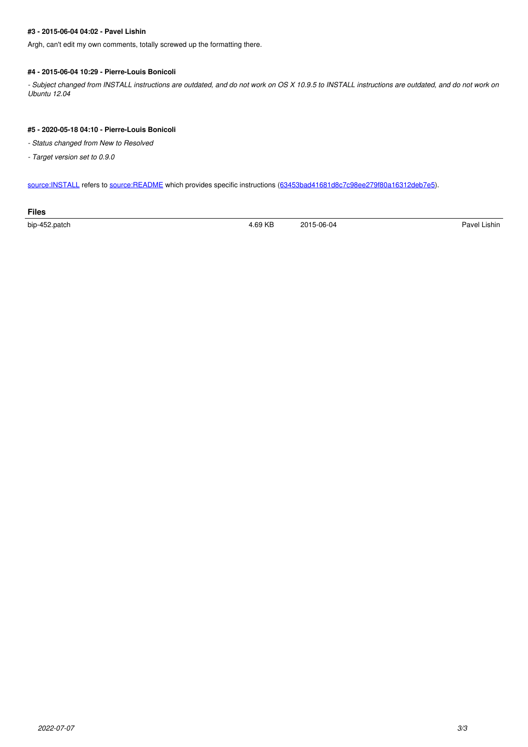#### #3 - 2015-06-04 04:02 - Pavel Lishin

Argh, can't edit my own comments, totally screwed up the formatting there.

#### #4 - 2015-06-04 10:29 - Pierre-Louis Bonicoli

*- Subject changed from INSTALL instructions are outdated, and do not work on OS X 10.9.5 to INSTALL instructions are outdated, and do not work on Ubuntu 12.04*

#### #5 - 2020-05-18 04:10 - Pierre-Louis Bonicoli

*- Status changed from New to Resolved*

*- Target version set to 0.9.0*

source:INSTALL refers to source:README which provides specific instructions (63453bad41681d8c7c98ee279f80a16312deb7e5).

#### Files

| | | | |
|---|---|---|---|
| bip-452.patch | 4.69 KB | 2015-06-04 | Pavel Lishin |